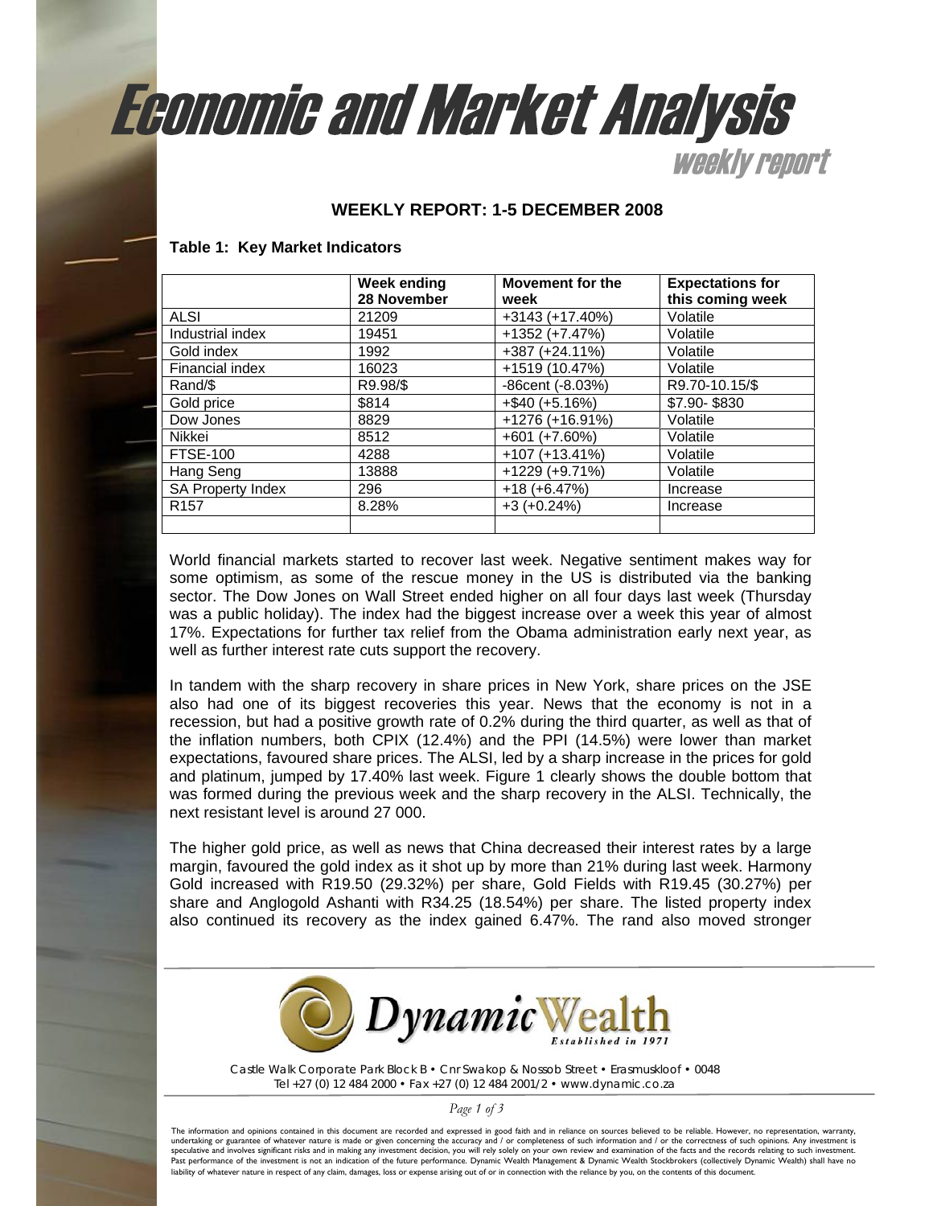# Economic and Market Analysis

## weekly report

### WEEKLY REPORT: 1-5 DECEMBER 2008

**Table 1: Key Market Indicators**

| | Week ending 28 November | Movement for the week | Expectations for this coming week |
|---|---|---|---|
| ALSI | 21209 | +3143 (+17.40%) | Volatile |
| Industrial index | 19451 | +1352 (+7.47%) | Volatile |
| Gold index | 1992 | +387 (+24.11%) | Volatile |
| Financial index | 16023 | +1519 (10.47%) | Volatile |
| Rand/$ | R9.98/$ | -86cent (-8.03%) | R9.70-10.15/$ |
| Gold price | $814 | +$40 (+5.16%) | $7.90- $830 |
| Dow Jones | 8829 | +1276 (+16.91%) | Volatile |
| Nikkei | 8512 | +601 (+7.60%) | Volatile |
| FTSE-100 | 4288 | +107 (+13.41%) | Volatile |
| Hang Seng | 13888 | +1229 (+9.71%) | Volatile |
| SA Property Index | 296 | +18 (+6.47%) | Increase |
| R157 | 8.28% | +3 (+0.24%) | Increase |
| | | | |

World financial markets started to recover last week. Negative sentiment makes way for some optimism, as some of the rescue money in the US is distributed via the banking sector. The Dow Jones on Wall Street ended higher on all four days last week (Thursday was a public holiday). The index had the biggest increase over a week this year of almost 17%. Expectations for further tax relief from the Obama administration early next year, as well as further interest rate cuts support the recovery.

In tandem with the sharp recovery in share prices in New York, share prices on the JSE also had one of its biggest recoveries this year. News that the economy is not in a recession, but had a positive growth rate of 0.2% during the third quarter, as well as that of the inflation numbers, both CPIX (12.4%) and the PPI (14.5%) were lower than market expectations, favoured share prices. The ALSI, led by a sharp increase in the prices for gold and platinum, jumped by 17.40% last week. Figure 1 clearly shows the double bottom that was formed during the previous week and the sharp recovery in the ALSI. Technically, the next resistant level is around 27 000.

The higher gold price, as well as news that China decreased their interest rates by a large margin, favoured the gold index as it shot up by more than 21% during last week. Harmony Gold increased with R19.50 (29.32%) per share, Gold Fields with R19.45 (30.27%) per share and Anglogold Ashanti with R34.25 (18.54%) per share. The listed property index also continued its recovery as the index gained 6.47%. The rand also moved stronger

Dynamic Wealth — Established in 1971

Castle Walk Corporate Park Block B • Cnr Swakop & Nossob Street • Erasmuskloof • 0048
Tel +27 (0) 12 484 2000 • Fax +27 (0) 12 484 2001/2 • www.dynamic.co.za

The information and opinions contained in this document are recorded and expressed in good faith and in reliance on sources believed to be reliable. However, no representation, warranty, undertaking or guarantee of whatever nature is made or given concerning the accuracy and / or completeness of such information and / or the correctness of such opinions. Any investment is speculative and involves significant risks and in making any investment decision, you will rely solely on your own review and examination of the facts and the records relating to such investment. Past performance of the investment is not an indication of the future performance. Dynamic Wealth Management & Dynamic Wealth Stockbrokers (collectively Dynamic Wealth) shall have no liability of whatever nature in respect of any claim, damages, loss or expense arising out of or in connection with the reliance by you, on the contents of this document.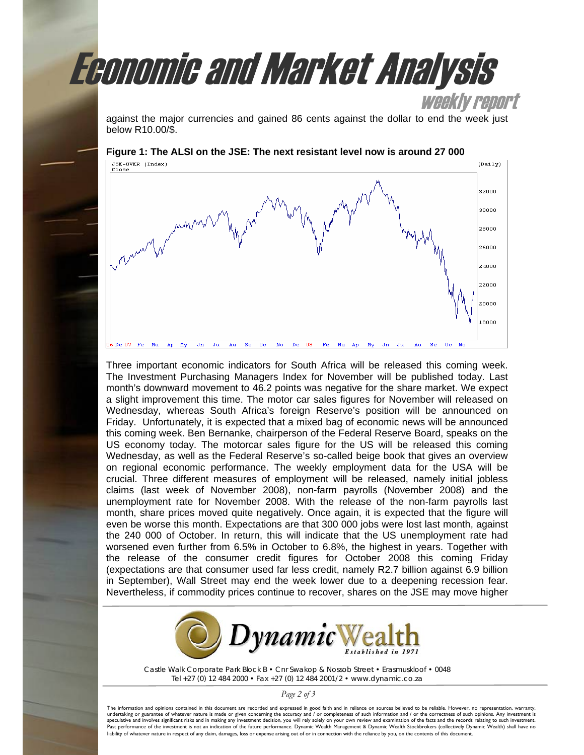against the major currencies and gained 86 cents against the dollar to end the week just below R10.00/$.

**Figure 1: The ALSI on the JSE: The next resistant level now is around 27 000**

Three important economic indicators for South Africa will be released this coming week. The Investment Purchasing Managers Index for November will be published today. Last month's downward movement to 46.2 points was negative for the share market. We expect a slight improvement this time. The motor car sales figures for November will released on Wednesday, whereas South Africa's foreign Reserve's position will be announced on Friday. Unfortunately, it is expected that a mixed bag of economic news will be announced this coming week. Ben Bernanke, chairperson of the Federal Reserve Board, speaks on the US economy today. The motorcar sales figure for the US will be released this coming Wednesday, as well as the Federal Reserve's so-called beige book that gives an overview on regional economic performance. The weekly employment data for the USA will be crucial. Three different measures of employment will be released, namely initial jobless claims (last week of November 2008), non-farm payrolls (November 2008) and the unemployment rate for November 2008. With the release of the non-farm payrolls last month, share prices moved quite negatively. Once again, it is expected that the figure will even be worse this month. Expectations are that 300 000 jobs were lost last month, against the 240 000 of October. In return, this will indicate that the US unemployment rate had worsened even further from 6.5% in October to 6.8%, the highest in years. Together with the release of the consumer credit figures for October 2008 this coming Friday (expectations are that consumer used far less credit, namely R2.7 billion against 6.9 billion in September), Wall Street may end the week lower due to a deepening recession fear. Nevertheless, if commodity prices continue to recover, shares on the JSE may move higher

Castle Walk Corporate Park Block B • Cnr Swakop & Nossob Street • Erasmuskloof • 0048
Tel +27 (0) 12 484 2000 • Fax +27 (0) 12 484 2001/2 • www.dynamic.co.za

The information and opinions contained in this document are recorded and expressed in good faith and in reliance on sources believed to be reliable. However, no representation, warranty, undertaking or guarantee of whatever nature is made or given concerning the accuracy and / or completeness of such information and / or the correctness of such opinions. Any investment is speculative and involves significant risks and in making any investment decision, you will rely solely on your own review and examination of the facts and the records relating to such investment. Past performance of the investment is not an indication of the future performance. Dynamic Wealth Management & Dynamic Wealth Stockbrokers (collectively Dynamic Wealth) shall have no liability of whatever nature in respect of any claim, damages, loss or expense arising out of or in connection with the reliance by you, on the contents of this document.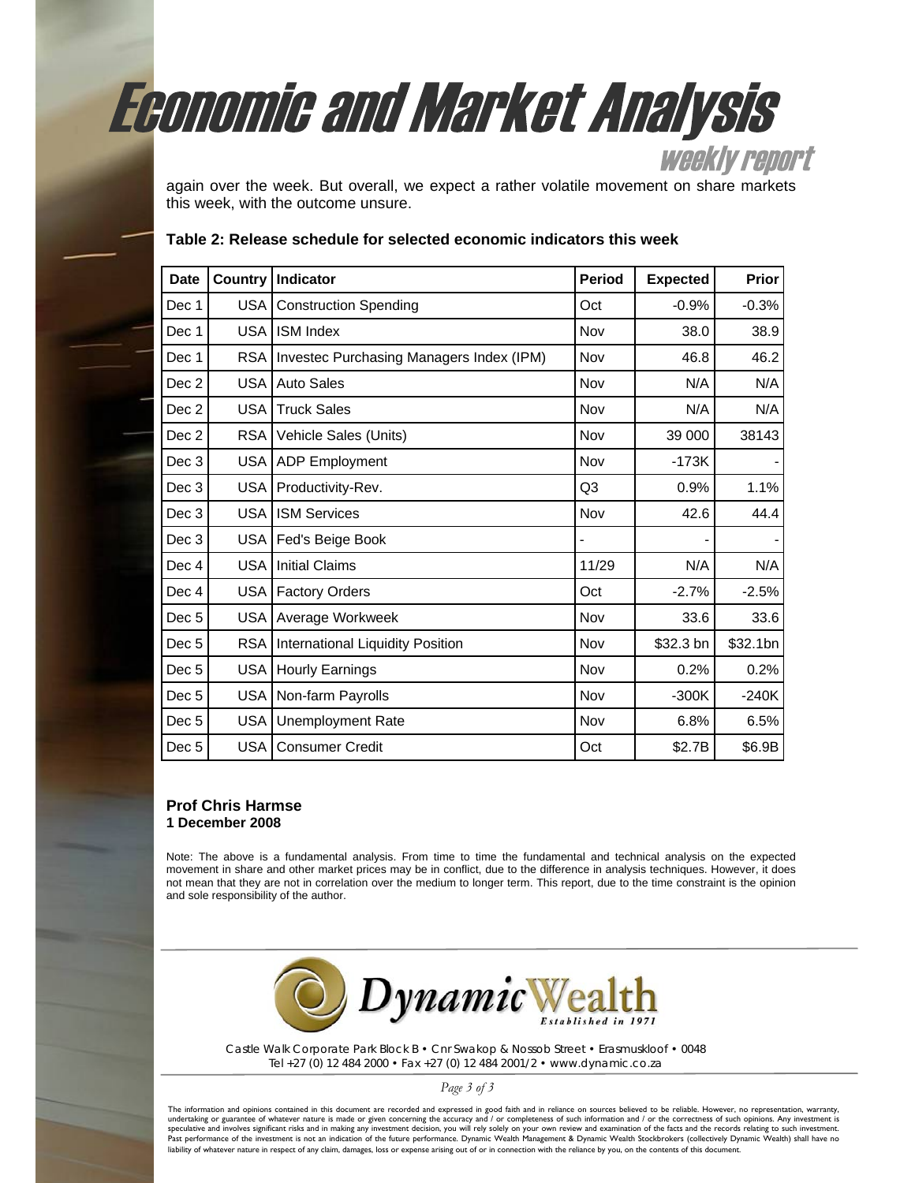again over the week. But overall, we expect a rather volatile movement on share markets this week, with the outcome unsure.

**Table 2: Release schedule for selected economic indicators this week**

| Date | Country | Indicator | Period | Expected | Prior |
|---|---|---|---|---|---|
| Dec 1 | USA | Construction Spending | Oct | -0.9% | -0.3% |
| Dec 1 | USA | ISM Index | Nov | 38.0 | 38.9 |
| Dec 1 | RSA | Investec Purchasing Managers Index (IPM) | Nov | 46.8 | 46.2 |
| Dec 2 | USA | Auto Sales | Nov | N/A | N/A |
| Dec 2 | USA | Truck Sales | Nov | N/A | N/A |
| Dec 2 | RSA | Vehicle Sales (Units) | Nov | 39 000 | 38143 |
| Dec 3 | USA | ADP Employment | Nov | -173K | - |
| Dec 3 | USA | Productivity-Rev. | Q3 | 0.9% | 1.1% |
| Dec 3 | USA | ISM Services | Nov | 42.6 | 44.4 |
| Dec 3 | USA | Fed's Beige Book | - | - | - |
| Dec 4 | USA | Initial Claims | 11/29 | N/A | N/A |
| Dec 4 | USA | Factory Orders | Oct | -2.7% | -2.5% |
| Dec 5 | USA | Average Workweek | Nov | 33.6 | 33.6 |
| Dec 5 | RSA | International Liquidity Position | Nov | $32.3 bn | $32.1bn |
| Dec 5 | USA | Hourly Earnings | Nov | 0.2% | 0.2% |
| Dec 5 | USA | Non-farm Payrolls | Nov | -300K | -240K |
| Dec 5 | USA | Unemployment Rate | Nov | 6.8% | 6.5% |
| Dec 5 | USA | Consumer Credit | Oct | $2.7B | $6.9B |

**Prof Chris Harmse**
**1 December 2008**

Note: The above is a fundamental analysis. From time to time the fundamental and technical analysis on the expected movement in share and other market prices may be in conflict, due to the difference in analysis techniques. However, it does not mean that they are not in correlation over the medium to longer term. This report, due to the time constraint is the opinion and sole responsibility of the author.

DynamicWealth
Established in 1971

Castle Walk Corporate Park Block B • Cnr Swakop & Nossob Street • Erasmuskloof • 0048
Tel +27 (0) 12 484 2000 • Fax +27 (0) 12 484 2001/2 • www.dynamic.co.za

The information and opinions contained in this document are recorded and expressed in good faith and in reliance on sources believed to be reliable. However, no representation, warranty, undertaking or guarantee of whatever nature is made or given concerning the accuracy and / or completeness of such information and / or the correctness of such opinions. Any investment is speculative and involves significant risks and in making any investment decision, you will rely solely on your own review and examination of the facts and the records relating to such investment. Past performance of the investment is not an indication of the future performance. Dynamic Wealth Management & Dynamic Wealth Stockbrokers (collectively Dynamic Wealth) shall have no liability of whatever nature in respect of any claim, damages, loss or expense arising out of or in connection with the reliance by you, on the contents of this document.